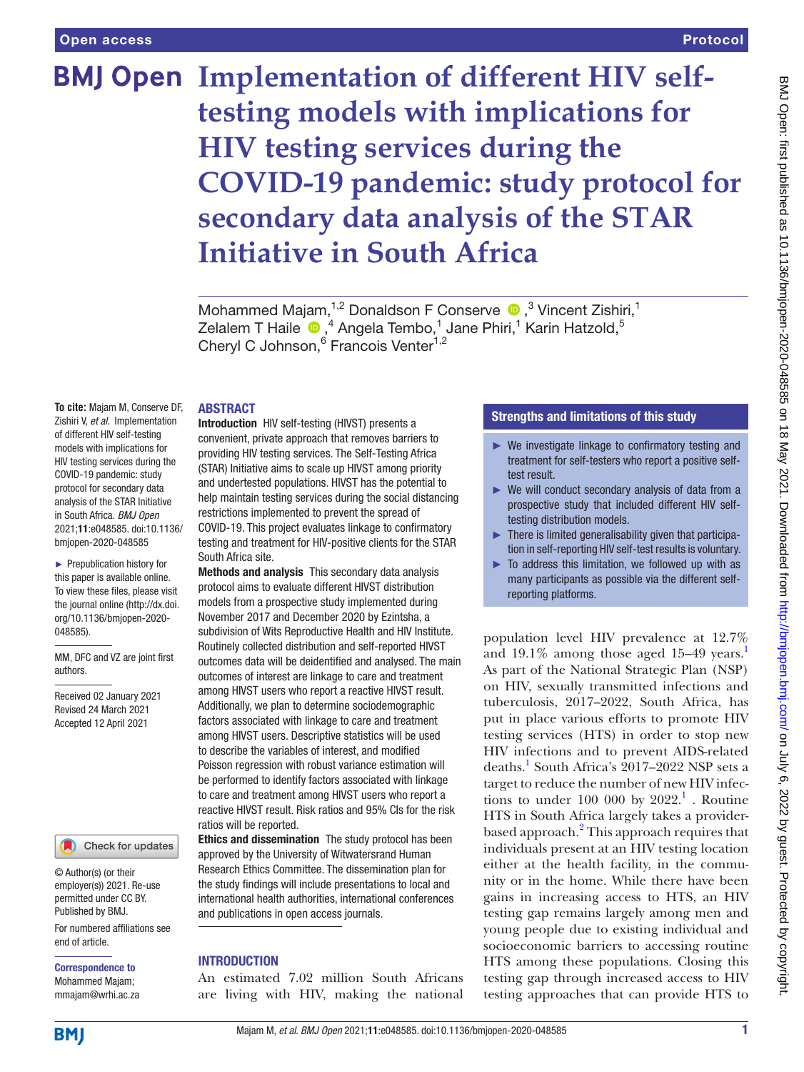Open access

Protocol

# Implementation of different HIV self-testing models with implications for HIV testing services during the COVID-19 pandemic: study protocol for secondary data analysis of the STAR Initiative in South Africa

Mohammed Majam,[1,2] Donaldson F Conserve,[3] Vincent Zishiri,[1] Zelalem T Haile,[4] Angela Tembo,[1] Jane Phiri,[1] Karin Hatzold,[5] Cheryl C Johnson,[6] Francois Venter[1,2]

**To cite:** Majam M, Conserve DF, Zishiri V, *et al*. Implementation of different HIV self-testing models with implications for HIV testing services during the COVID-19 pandemic: study protocol for secondary data analysis of the STAR Initiative in South Africa. *BMJ Open* 2021;**11**:e048585. doi:10.1136/bmjopen-2020-048585

► Prepublication history for this paper is available online. To view these files, please visit the journal online (http://dx.doi.org/10.1136/bmjopen-2020-048585).

MM, DFC and VZ are joint first authors.

Received 02 January 2021
Revised 24 March 2021
Accepted 12 April 2021

© Author(s) (or their employer(s)) 2021. Re-use permitted under CC BY. Published by BMJ.

For numbered affiliations see end of article.

**Correspondence to**
Mohammed Majam;
mmajam@wrhi.ac.za

## ABSTRACT

**Introduction** HIV self-testing (HIVST) presents a convenient, private approach that removes barriers to providing HIV testing services. The Self-Testing Africa (STAR) Initiative aims to scale up HIVST among priority and undertested populations. HIVST has the potential to help maintain testing services during the social distancing restrictions implemented to prevent the spread of COVID-19. This project evaluates linkage to confirmatory testing and treatment for HIV-positive clients for the STAR South Africa site.

**Methods and analysis** This secondary data analysis protocol aims to evaluate different HIVST distribution models from a prospective study implemented during November 2017 and December 2020 by Ezintsha, a subdivision of Wits Reproductive Health and HIV Institute. Routinely collected distribution and self-reported HIVST outcomes data will be deidentified and analysed. The main outcomes of interest are linkage to care and treatment among HIVST users who report a reactive HIVST result. Additionally, we plan to determine sociodemographic factors associated with linkage to care and treatment among HIVST users. Descriptive statistics will be used to describe the variables of interest, and modified Poisson regression with robust variance estimation will be performed to identify factors associated with linkage to care and treatment among HIVST users who report a reactive HIVST result. Risk ratios and 95% CIs for the risk ratios will be reported.

**Ethics and dissemination** The study protocol has been approved by the University of Witwatersrand Human Research Ethics Committee. The dissemination plan for the study findings will include presentations to local and international health authorities, international conferences and publications in open access journals.

## Strengths and limitations of this study

- ► We investigate linkage to confirmatory testing and treatment for self-testers who report a positive self-test result.
- ► We will conduct secondary analysis of data from a prospective study that included different HIV self-testing distribution models.
- ► There is limited generalisability given that participation in self-reporting HIV self-test results is voluntary.
- ► To address this limitation, we followed up with as many participants as possible via the different self-reporting platforms.

## INTRODUCTION

An estimated 7.02 million South Africans are living with HIV, making the national population level HIV prevalence at 12.7% and 19.1% among those aged 15–49 years.[1] As part of the National Strategic Plan (NSP) on HIV, sexually transmitted infections and tuberculosis, 2017–2022, South Africa, has put in place various efforts to promote HIV testing services (HTS) in order to stop new HIV infections and to prevent AIDS-related deaths.[1] South Africa's 2017–2022 NSP sets a target to reduce the number of new HIV infections to under 100 000 by 2022.[1] . Routine HTS in South Africa largely takes a provider-based approach.[2] This approach requires that individuals present at an HIV testing location either at the health facility, in the community or in the home. While there have been gains in increasing access to HTS, an HIV testing gap remains largely among men and young people due to existing individual and socioeconomic barriers to accessing routine HTS among these populations. Closing this testing gap through increased access to HIV testing approaches that can provide HTS to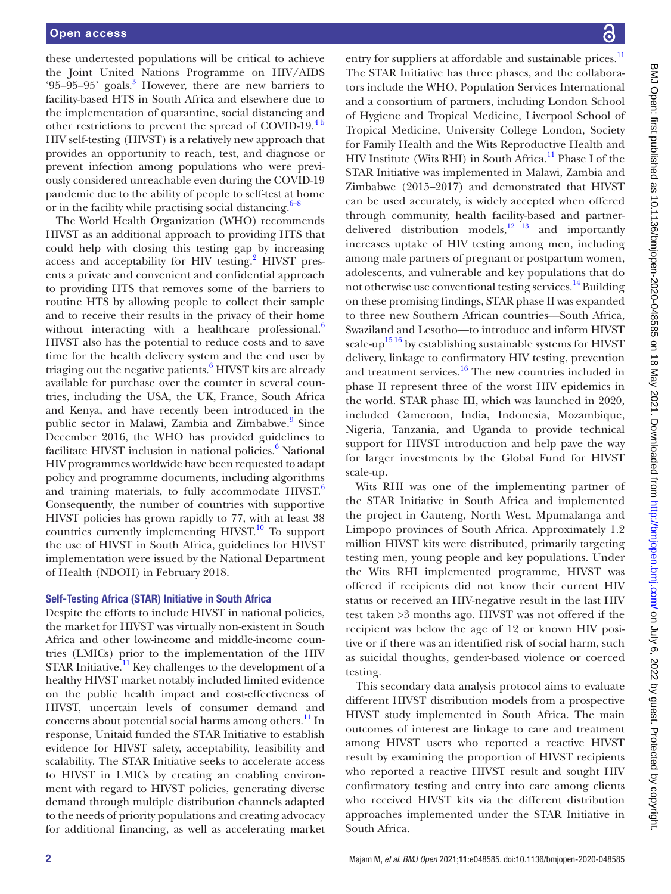these undertested populations will be critical to achieve the Joint United Nations Programme on HIV/AIDS '95–95–95' goals.[3] However, there are new barriers to facility-based HTS in South Africa and elsewhere due to the implementation of quarantine, social distancing and other restrictions to prevent the spread of COVID-19.[4 5] HIV self-testing (HIVST) is a relatively new approach that provides an opportunity to reach, test, and diagnose or prevent infection among populations who were previously considered unreachable even during the COVID-19 pandemic due to the ability of people to self-test at home or in the facility while practising social distancing.[6–8]

The World Health Organization (WHO) recommends HIVST as an additional approach to providing HTS that could help with closing this testing gap by increasing access and acceptability for HIV testing.[2] HIVST presents a private and convenient and confidential approach to providing HTS that removes some of the barriers to routine HTS by allowing people to collect their sample and to receive their results in the privacy of their home without interacting with a healthcare professional.[6] HIVST also has the potential to reduce costs and to save time for the health delivery system and the end user by triaging out the negative patients.[6] HIVST kits are already available for purchase over the counter in several countries, including the USA, the UK, France, South Africa and Kenya, and have recently been introduced in the public sector in Malawi, Zambia and Zimbabwe.[9] Since December 2016, the WHO has provided guidelines to facilitate HIVST inclusion in national policies.[6] National HIV programmes worldwide have been requested to adapt policy and programme documents, including algorithms and training materials, to fully accommodate HIVST.[6] Consequently, the number of countries with supportive HIVST policies has grown rapidly to 77, with at least 38 countries currently implementing HIVST.[10] To support the use of HIVST in South Africa, guidelines for HIVST implementation were issued by the National Department of Health (NDOH) in February 2018.

### Self-Testing Africa (STAR) Initiative in South Africa

Despite the efforts to include HIVST in national policies, the market for HIVST was virtually non-existent in South Africa and other low-income and middle-income countries (LMICs) prior to the implementation of the HIV STAR Initiative.[11] Key challenges to the development of a healthy HIVST market notably included limited evidence on the public health impact and cost-effectiveness of HIVST, uncertain levels of consumer demand and concerns about potential social harms among others.[11] In response, Unitaid funded the STAR Initiative to establish evidence for HIVST safety, acceptability, feasibility and scalability. The STAR Initiative seeks to accelerate access to HIVST in LMICs by creating an enabling environment with regard to HIVST policies, generating diverse demand through multiple distribution channels adapted to the needs of priority populations and creating advocacy for additional financing, as well as accelerating market entry for suppliers at affordable and sustainable prices.[11] The STAR Initiative has three phases, and the collaborators include the WHO, Population Services International and a consortium of partners, including London School of Hygiene and Tropical Medicine, Liverpool School of Tropical Medicine, University College London, Society for Family Health and the Wits Reproductive Health and HIV Institute (Wits RHI) in South Africa.[11] Phase I of the STAR Initiative was implemented in Malawi, Zambia and Zimbabwe (2015–2017) and demonstrated that HIVST can be used accurately, is widely accepted when offered through community, health facility-based and partner-delivered distribution models,[12 13] and importantly increases uptake of HIV testing among men, including among male partners of pregnant or postpartum women, adolescents, and vulnerable and key populations that do not otherwise use conventional testing services.[14] Building on these promising findings, STAR phase II was expanded to three new Southern African countries—South Africa, Swaziland and Lesotho—to introduce and inform HIVST scale-up[15 16] by establishing sustainable systems for HIVST delivery, linkage to confirmatory HIV testing, prevention and treatment services.[16] The new countries included in phase II represent three of the worst HIV epidemics in the world. STAR phase III, which was launched in 2020, included Cameroon, India, Indonesia, Mozambique, Nigeria, Tanzania, and Uganda to provide technical support for HIVST introduction and help pave the way for larger investments by the Global Fund for HIVST scale-up.

Wits RHI was one of the implementing partner of the STAR Initiative in South Africa and implemented the project in Gauteng, North West, Mpumalanga and Limpopo provinces of South Africa. Approximately 1.2 million HIVST kits were distributed, primarily targeting testing men, young people and key populations. Under the Wits RHI implemented programme, HIVST was offered if recipients did not know their current HIV status or received an HIV-negative result in the last HIV test taken >3 months ago. HIVST was not offered if the recipient was below the age of 12 or known HIV positive or if there was an identified risk of social harm, such as suicidal thoughts, gender-based violence or coerced testing.

This secondary data analysis protocol aims to evaluate different HIVST distribution models from a prospective HIVST study implemented in South Africa. The main outcomes of interest are linkage to care and treatment among HIVST users who reported a reactive HIVST result by examining the proportion of HIVST recipients who reported a reactive HIVST result and sought HIV confirmatory testing and entry into care among clients who received HIVST kits via the different distribution approaches implemented under the STAR Initiative in South Africa.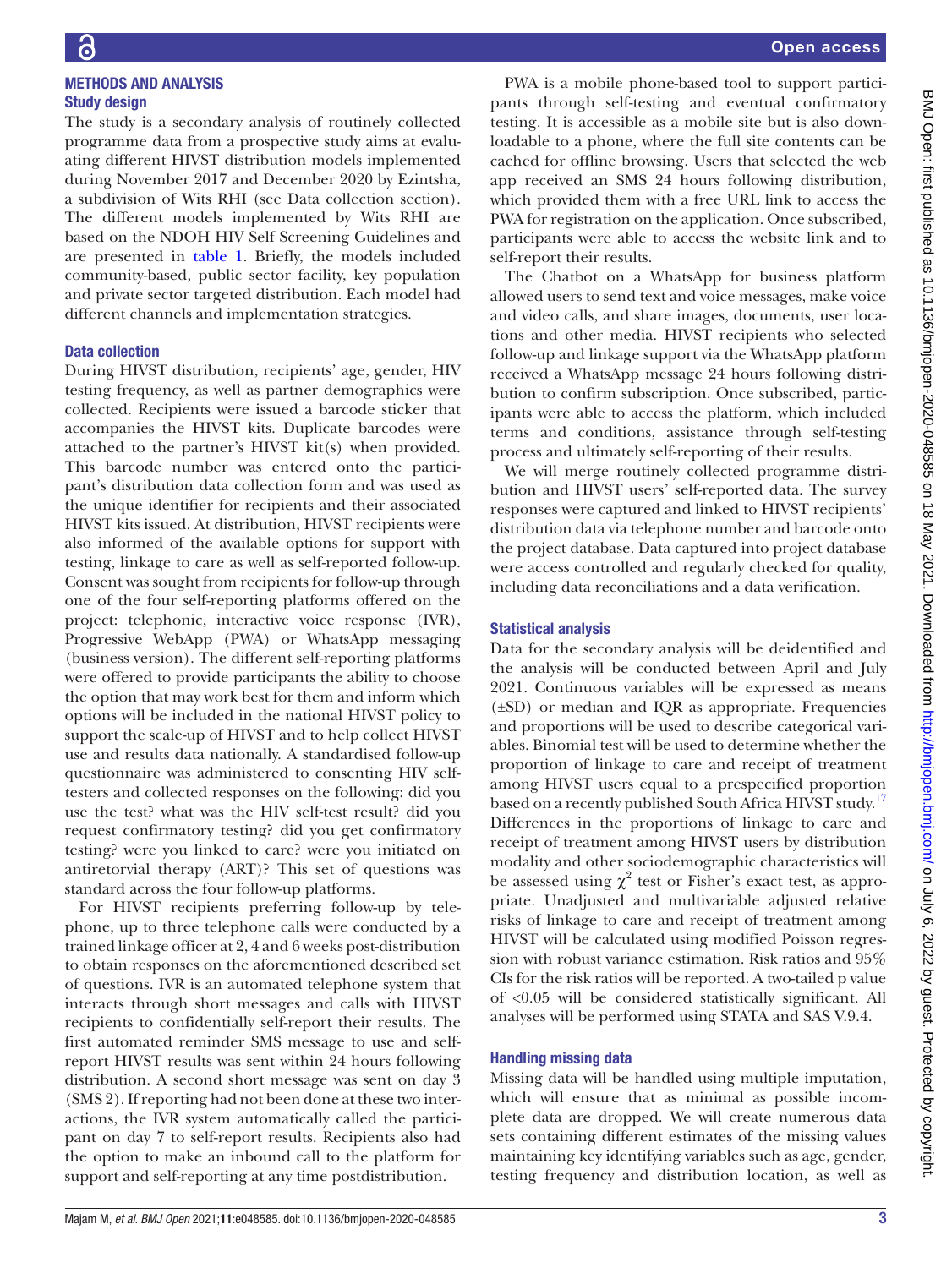## METHODS AND ANALYSIS

### Study design

The study is a secondary analysis of routinely collected programme data from a prospective study aims at evaluating different HIVST distribution models implemented during November 2017 and December 2020 by Ezintsha, a subdivision of Wits RHI (see Data collection section). The different models implemented by Wits RHI are based on the NDOH HIV Self Screening Guidelines and are presented in table 1. Briefly, the models included community-based, public sector facility, key population and private sector targeted distribution. Each model had different channels and implementation strategies.

### Data collection

During HIVST distribution, recipients' age, gender, HIV testing frequency, as well as partner demographics were collected. Recipients were issued a barcode sticker that accompanies the HIVST kits. Duplicate barcodes were attached to the partner's HIVST kit(s) when provided. This barcode number was entered onto the participant's distribution data collection form and was used as the unique identifier for recipients and their associated HIVST kits issued. At distribution, HIVST recipients were also informed of the available options for support with testing, linkage to care as well as self-reported follow-up. Consent was sought from recipients for follow-up through one of the four self-reporting platforms offered on the project: telephonic, interactive voice response (IVR), Progressive WebApp (PWA) or WhatsApp messaging (business version). The different self-reporting platforms were offered to provide participants the ability to choose the option that may work best for them and inform which options will be included in the national HIVST policy to support the scale-up of HIVST and to help collect HIVST use and results data nationally. A standardised follow-up questionnaire was administered to consenting HIV self-testers and collected responses on the following: did you use the test? what was the HIV self-test result? did you request confirmatory testing? did you get confirmatory testing? were you linked to care? were you initiated on antiretorvial therapy (ART)? This set of questions was standard across the four follow-up platforms.

For HIVST recipients preferring follow-up by telephone, up to three telephone calls were conducted by a trained linkage officer at 2, 4 and 6 weeks post-distribution to obtain responses on the aforementioned described set of questions. IVR is an automated telephone system that interacts through short messages and calls with HIVST recipients to confidentially self-report their results. The first automated reminder SMS message to use and self-report HIVST results was sent within 24 hours following distribution. A second short message was sent on day 3 (SMS 2). If reporting had not been done at these two interactions, the IVR system automatically called the participant on day 7 to self-report results. Recipients also had the option to make an inbound call to the platform for support and self-reporting at any time postdistribution.

PWA is a mobile phone-based tool to support participants through self-testing and eventual confirmatory testing. It is accessible as a mobile site but is also downloadable to a phone, where the full site contents can be cached for offline browsing. Users that selected the web app received an SMS 24 hours following distribution, which provided them with a free URL link to access the PWA for registration on the application. Once subscribed, participants were able to access the website link and to self-report their results.

The Chatbot on a WhatsApp for business platform allowed users to send text and voice messages, make voice and video calls, and share images, documents, user locations and other media. HIVST recipients who selected follow-up and linkage support via the WhatsApp platform received a WhatsApp message 24 hours following distribution to confirm subscription. Once subscribed, participants were able to access the platform, which included terms and conditions, assistance through self-testing process and ultimately self-reporting of their results.

We will merge routinely collected programme distribution and HIVST users' self-reported data. The survey responses were captured and linked to HIVST recipients' distribution data via telephone number and barcode onto the project database. Data captured into project database were access controlled and regularly checked for quality, including data reconciliations and a data verification.

### Statistical analysis

Data for the secondary analysis will be deidentified and the analysis will be conducted between April and July 2021. Continuous variables will be expressed as means (±SD) or median and IQR as appropriate. Frequencies and proportions will be used to describe categorical variables. Binomial test will be used to determine whether the proportion of linkage to care and receipt of treatment among HIVST users equal to a prespecified proportion based on a recently published South Africa HIVST study.[17] Differences in the proportions of linkage to care and receipt of treatment among HIVST users by distribution modality and other sociodemographic characteristics will be assessed using $\chi^2$ test or Fisher's exact test, as appropriate. Unadjusted and multivariable adjusted relative risks of linkage to care and receipt of treatment among HIVST will be calculated using modified Poisson regression with robust variance estimation. Risk ratios and 95% CIs for the risk ratios will be reported. A two-tailed p value of <0.05 will be considered statistically significant. All analyses will be performed using STATA and SAS V.9.4.

### Handling missing data

Missing data will be handled using multiple imputation, which will ensure that as minimal as possible incomplete data are dropped. We will create numerous data sets containing different estimates of the missing values maintaining key identifying variables such as age, gender, testing frequency and distribution location, as well as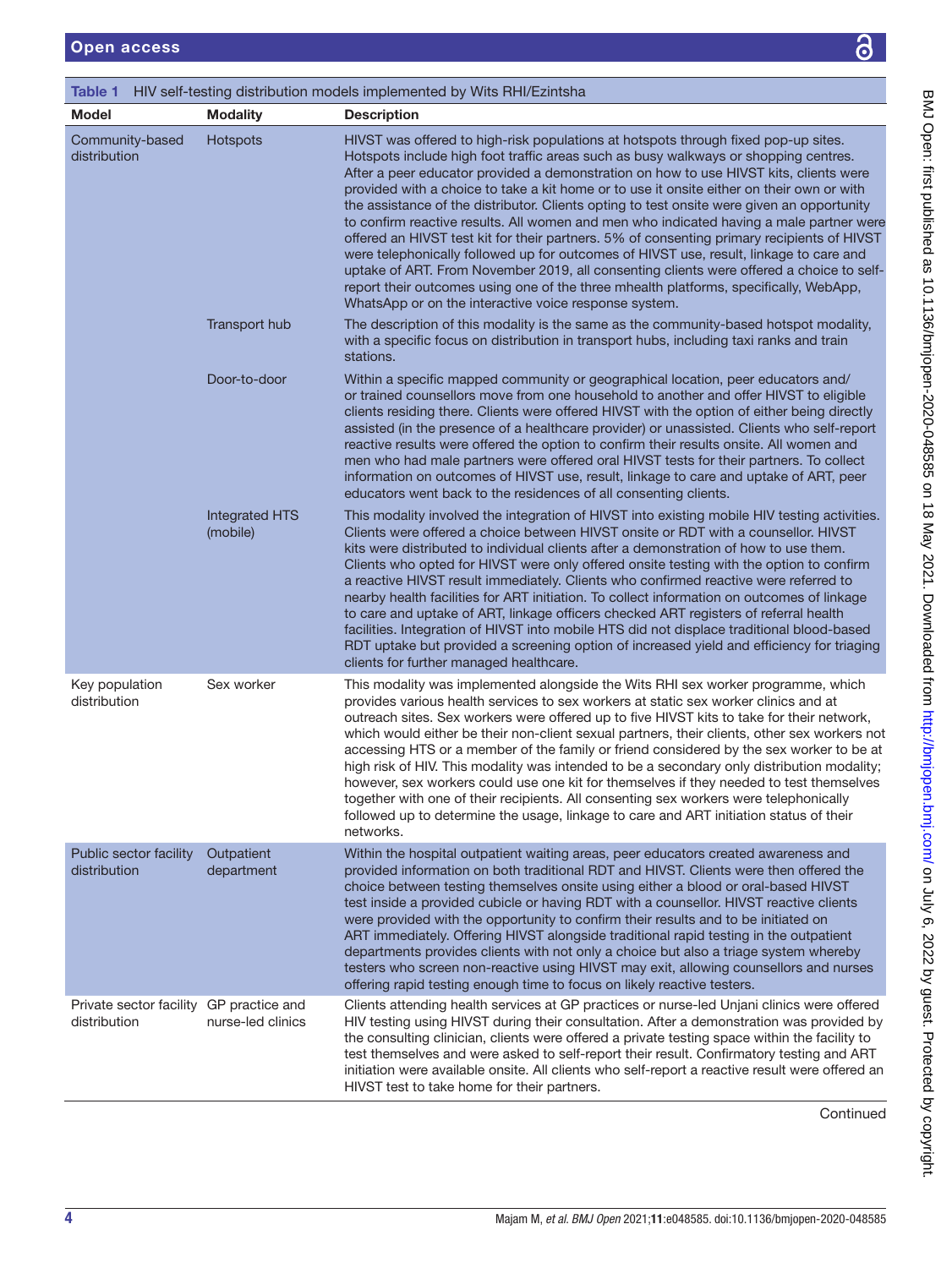**Table 1** HIV self-testing distribution models implemented by Wits RHI/Ezintsha

| Model | Modality | Description |
|---|---|---|
| Community-based distribution | Hotspots | HIVST was offered to high-risk populations at hotspots through fixed pop-up sites. Hotspots include high foot traffic areas such as busy walkways or shopping centres. After a peer educator provided a demonstration on how to use HIVST kits, clients were provided with a choice to take a kit home or to use it onsite either on their own or with the assistance of the distributor. Clients opting to test onsite were given an opportunity to confirm reactive results. All women and men who indicated having a male partner were offered an HIVST test kit for their partners. 5% of consenting primary recipients of HIVST were telephonically followed up for outcomes of HIVST use, result, linkage to care and uptake of ART. From November 2019, all consenting clients were offered a choice to self-report their outcomes using one of the three mhealth platforms, specifically, WebApp, WhatsApp or on the interactive voice response system. |
| | Transport hub | The description of this modality is the same as the community-based hotspot modality, with a specific focus on distribution in transport hubs, including taxi ranks and train stations. |
| | Door-to-door | Within a specific mapped community or geographical location, peer educators and/or trained counsellors move from one household to another and offer HIVST to eligible clients residing there. Clients were offered HIVST with the option of either being directly assisted (in the presence of a healthcare provider) or unassisted. Clients who self-report reactive results were offered the option to confirm their results onsite. All women and men who had male partners were offered oral HIVST tests for their partners. To collect information on outcomes of HIVST use, result, linkage to care and uptake of ART, peer educators went back to the residences of all consenting clients. |
| | Integrated HTS (mobile) | This modality involved the integration of HIVST into existing mobile HIV testing activities. Clients were offered a choice between HIVST onsite or RDT with a counsellor. HIVST kits were distributed to individual clients after a demonstration of how to use them. Clients who opted for HIVST were only offered onsite testing with the option to confirm a reactive HIVST result immediately. Clients who confirmed reactive were referred to nearby health facilities for ART initiation. To collect information on outcomes of linkage to care and uptake of ART, linkage officers checked ART registers of referral health facilities. Integration of HIVST into mobile HTS did not displace traditional blood-based RDT uptake but provided a screening option of increased yield and efficiency for triaging clients for further managed healthcare. |
| Key population distribution | Sex worker | This modality was implemented alongside the Wits RHI sex worker programme, which provides various health services to sex workers at static sex worker clinics and at outreach sites. Sex workers were offered up to five HIVST kits to take for their network, which would either be their non-client sexual partners, their clients, other sex workers not accessing HTS or a member of the family or friend considered by the sex worker to be at high risk of HIV. This modality was intended to be a secondary only distribution modality; however, sex workers could use one kit for themselves if they needed to test themselves together with one of their recipients. All consenting sex workers were telephonically followed up to determine the usage, linkage to care and ART initiation status of their networks. |
| Public sector facility distribution | Outpatient department | Within the hospital outpatient waiting areas, peer educators created awareness and provided information on both traditional RDT and HIVST. Clients were then offered the choice between testing themselves onsite using either a blood or oral-based HIVST test inside a provided cubicle or having RDT with a counsellor. HIVST reactive clients were provided with the opportunity to confirm their results and to be initiated on ART immediately. Offering HIVST alongside traditional rapid testing in the outpatient departments provides clients with not only a choice but also a triage system whereby testers who screen non-reactive using HIVST may exit, allowing counsellors and nurses offering rapid testing enough time to focus on likely reactive testers. |
| Private sector facility distribution | GP practice and nurse-led clinics | Clients attending health services at GP practices or nurse-led Unjani clinics were offered HIV testing using HIVST during their consultation. After a demonstration was provided by the consulting clinician, clients were offered a private testing space within the facility to test themselves and were asked to self-report their result. Confirmatory testing and ART initiation were available onsite. All clients who self-report a reactive result were offered an HIVST test to take home for their partners. |

Continued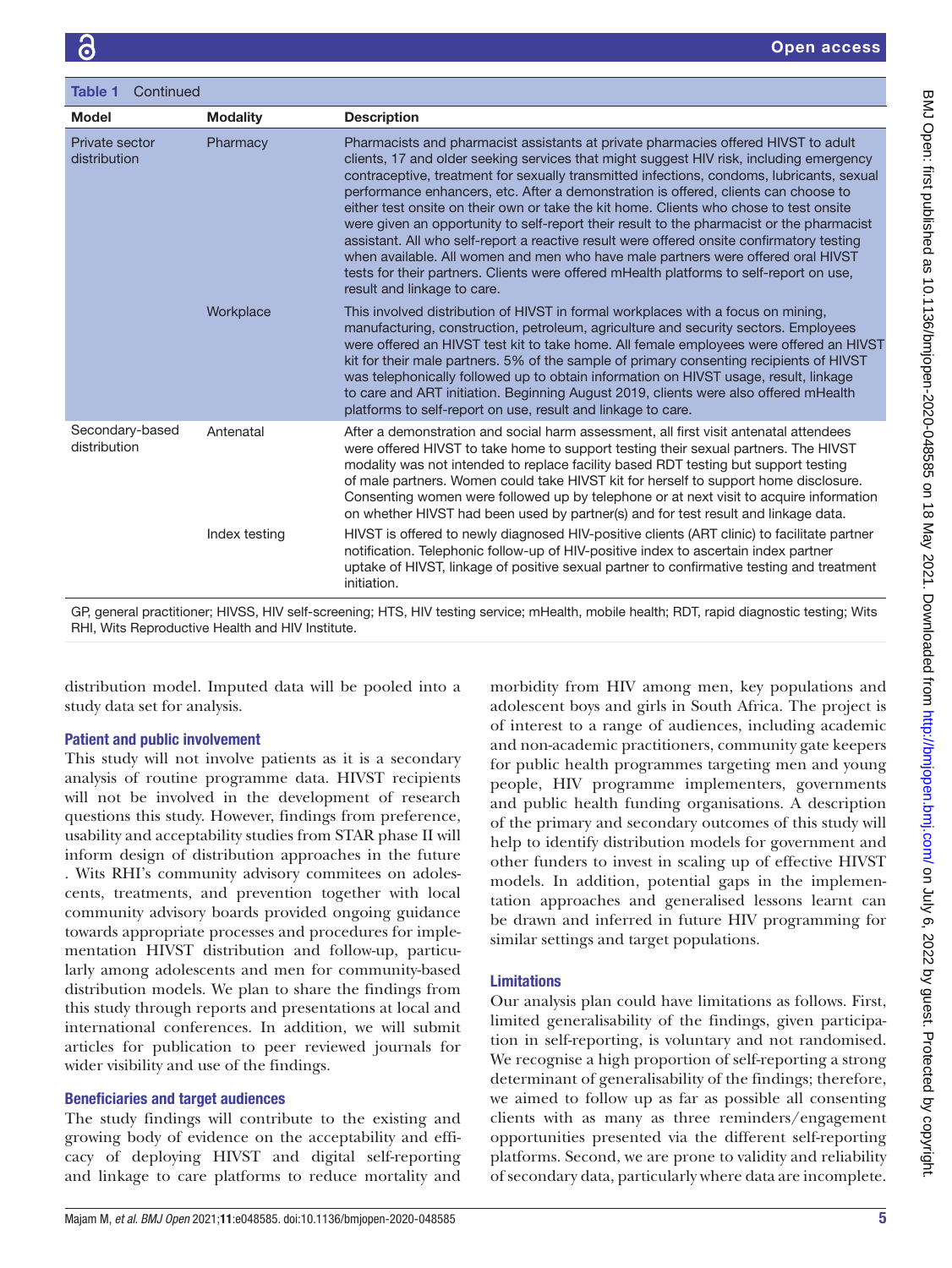Table 1 Continued

| Model | Modality | Description |
|---|---|---|
| Private sector distribution | Pharmacy | Pharmacists and pharmacist assistants at private pharmacies offered HIVST to adult clients, 17 and older seeking services that might suggest HIV risk, including emergency contraceptive, treatment for sexually transmitted infections, condoms, lubricants, sexual performance enhancers, etc. After a demonstration is offered, clients can choose to either test onsite on their own or take the kit home. Clients who chose to test onsite were given an opportunity to self-report their result to the pharmacist or the pharmacist assistant. All who self-report a reactive result were offered onsite confirmatory testing when available. All women and men who have male partners were offered oral HIVST tests for their partners. Clients were offered mHealth platforms to self-report on use, result and linkage to care. |
| | Workplace | This involved distribution of HIVST in formal workplaces with a focus on mining, manufacturing, construction, petroleum, agriculture and security sectors. Employees were offered an HIVST test kit to take home. All female employees were offered an HIVST kit for their male partners. 5% of the sample of primary consenting recipients of HIVST was telephonically followed up to obtain information on HIVST usage, result, linkage to care and ART initiation. Beginning August 2019, clients were also offered mHealth platforms to self-report on use, result and linkage to care. |
| Secondary-based distribution | Antenatal | After a demonstration and social harm assessment, all first visit antenatal attendees were offered HIVST to take home to support testing their sexual partners. The HIVST modality was not intended to replace facility based RDT testing but support testing of male partners. Women could take HIVST kit for herself to support home disclosure. Consenting women were followed up by telephone or at next visit to acquire information on whether HIVST had been used by partner(s) and for test result and linkage data. |
| | Index testing | HIVST is offered to newly diagnosed HIV-positive clients (ART clinic) to facilitate partner notification. Telephonic follow-up of HIV-positive index to ascertain index partner uptake of HIVST, linkage of positive sexual partner to confirmative testing and treatment initiation. |

GP, general practitioner; HIVSS, HIV self-screening; HTS, HIV testing service; mHealth, mobile health; RDT, rapid diagnostic testing; Wits RHI, Wits Reproductive Health and HIV Institute.

distribution model. Imputed data will be pooled into a study data set for analysis.

### Patient and public involvement

This study will not involve patients as it is a secondary analysis of routine programme data. HIVST recipients will not be involved in the development of research questions this study. However, findings from preference, usability and acceptability studies from STAR phase II will inform design of distribution approaches in the future . Wits RHI's community advisory commitees on adolescents, treatments, and prevention together with local community advisory boards provided ongoing guidance towards appropriate processes and procedures for implementation HIVST distribution and follow-up, particularly among adolescents and men for community-based distribution models. We plan to share the findings from this study through reports and presentations at local and international conferences. In addition, we will submit articles for publication to peer reviewed journals for wider visibility and use of the findings.

### Beneficiaries and target audiences

The study findings will contribute to the existing and growing body of evidence on the acceptability and efficacy of deploying HIVST and digital self-reporting and linkage to care platforms to reduce mortality and morbidity from HIV among men, key populations and adolescent boys and girls in South Africa. The project is of interest to a range of audiences, including academic and non-academic practitioners, community gate keepers for public health programmes targeting men and young people, HIV programme implementers, governments and public health funding organisations. A description of the primary and secondary outcomes of this study will help to identify distribution models for government and other funders to invest in scaling up of effective HIVST models. In addition, potential gaps in the implementation approaches and generalised lessons learnt can be drawn and inferred in future HIV programming for similar settings and target populations.

### Limitations

Our analysis plan could have limitations as follows. First, limited generalisability of the findings, given participation in self-reporting, is voluntary and not randomised. We recognise a high proportion of self-reporting a strong determinant of generalisability of the findings; therefore, we aimed to follow up as far as possible all consenting clients with as many as three reminders/engagement opportunities presented via the different self-reporting platforms. Second, we are prone to validity and reliability of secondary data, particularly where data are incomplete.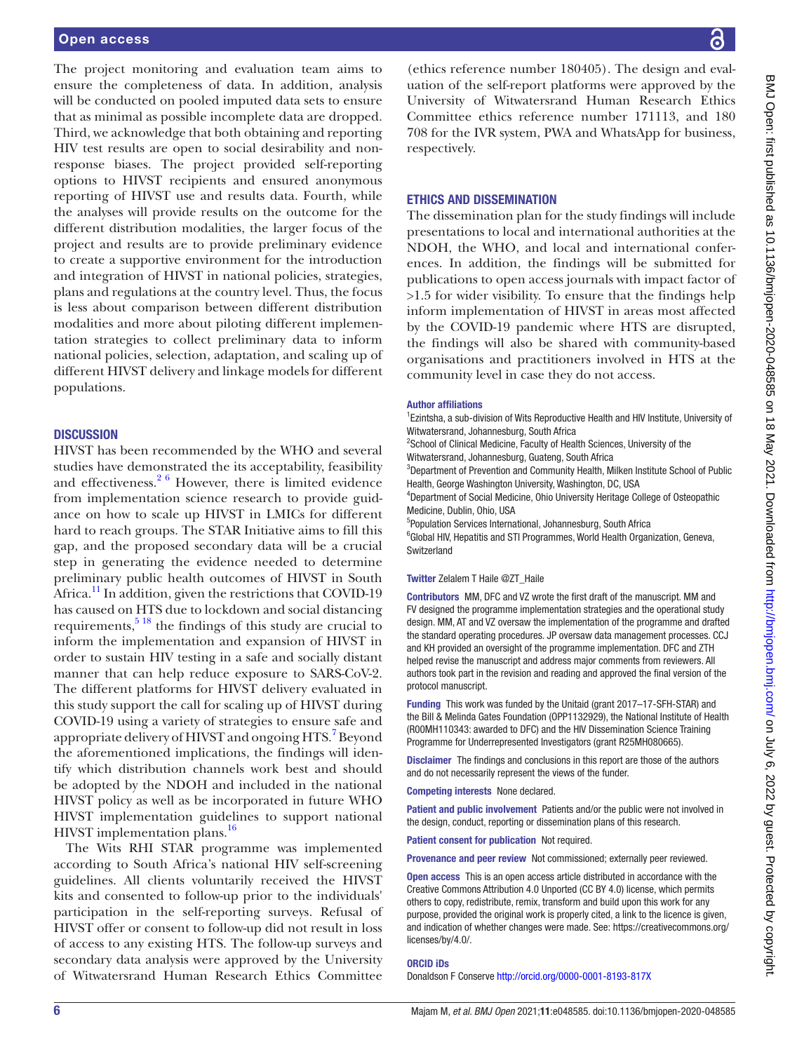The project monitoring and evaluation team aims to ensure the completeness of data. In addition, analysis will be conducted on pooled imputed data sets to ensure that as minimal as possible incomplete data are dropped. Third, we acknowledge that both obtaining and reporting HIV test results are open to social desirability and non-response biases. The project provided self-reporting options to HIVST recipients and ensured anonymous reporting of HIVST use and results data. Fourth, while the analyses will provide results on the outcome for the different distribution modalities, the larger focus of the project and results are to provide preliminary evidence to create a supportive environment for the introduction and integration of HIVST in national policies, strategies, plans and regulations at the country level. Thus, the focus is less about comparison between different distribution modalities and more about piloting different implementation strategies to collect preliminary data to inform national policies, selection, adaptation, and scaling up of different HIVST delivery and linkage models for different populations.

## DISCUSSION

HIVST has been recommended by the WHO and several studies have demonstrated the its acceptability, feasibility and effectiveness.[2 6] However, there is limited evidence from implementation science research to provide guidance on how to scale up HIVST in LMICs for different hard to reach groups. The STAR Initiative aims to fill this gap, and the proposed secondary data will be a crucial step in generating the evidence needed to determine preliminary public health outcomes of HIVST in South Africa.[11] In addition, given the restrictions that COVID-19 has caused on HTS due to lockdown and social distancing requirements,[5 18] the findings of this study are crucial to inform the implementation and expansion of HIVST in order to sustain HIV testing in a safe and socially distant manner that can help reduce exposure to SARS-CoV-2. The different platforms for HIVST delivery evaluated in this study support the call for scaling up of HIVST during COVID-19 using a variety of strategies to ensure safe and appropriate delivery of HIVST and ongoing HTS.[7] Beyond the aforementioned implications, the findings will identify which distribution channels work best and should be adopted by the NDOH and included in the national HIVST policy as well as be incorporated in future WHO HIVST implementation guidelines to support national HIVST implementation plans.[16]

The Wits RHI STAR programme was implemented according to South Africa's national HIV self-screening guidelines. All clients voluntarily received the HIVST kits and consented to follow-up prior to the individuals' participation in the self-reporting surveys. Refusal of HIVST offer or consent to follow-up did not result in loss of access to any existing HTS. The follow-up surveys and secondary data analysis were approved by the University of Witwatersrand Human Research Ethics Committee (ethics reference number 180405). The design and evaluation of the self-report platforms were approved by the University of Witwatersrand Human Research Ethics Committee ethics reference number 171113, and 180 708 for the IVR system, PWA and WhatsApp for business, respectively.

## ETHICS AND DISSEMINATION

The dissemination plan for the study findings will include presentations to local and international authorities at the NDOH, the WHO, and local and international conferences. In addition, the findings will be submitted for publications to open access journals with impact factor of >1.5 for wider visibility. To ensure that the findings help inform implementation of HIVST in areas most affected by the COVID-19 pandemic where HTS are disrupted, the findings will also be shared with community-based organisations and practitioners involved in HTS at the community level in case they do not access.

**Author affiliations**

[1]Ezintsha, a sub-division of Wits Reproductive Health and HIV Institute, University of Witwatersrand, Johannesburg, South Africa
[2]School of Clinical Medicine, Faculty of Health Sciences, University of the Witwatersrand, Johannesburg, Guateng, South Africa
[3]Department of Prevention and Community Health, Milken Institute School of Public Health, George Washington University, Washington, DC, USA
[4]Department of Social Medicine, Ohio University Heritage College of Osteopathic Medicine, Dublin, Ohio, USA
[5]Population Services International, Johannesburg, South Africa
[6]Global HIV, Hepatitis and STI Programmes, World Health Organization, Geneva, Switzerland

**Twitter** Zelalem T Haile @ZT_Haile

**Contributors** MM, DFC and VZ wrote the first draft of the manuscript. MM and FV designed the programme implementation strategies and the operational study design. MM, AT and VZ oversaw the implementation of the programme and drafted the standard operating procedures. JP oversaw data management processes. CCJ and KH provided an oversight of the programme implementation. DFC and ZTH helped revise the manuscript and address major comments from reviewers. All authors took part in the revision and reading and approved the final version of the protocol manuscript.

**Funding** This work was funded by the Unitaid (grant 2017–17-SFH-STAR) and the Bill & Melinda Gates Foundation (OPP1132929), the National Institute of Health (R00MH110343: awarded to DFC) and the HIV Dissemination Science Training Programme for Underrepresented Investigators (grant R25MH080665).

**Disclaimer** The findings and conclusions in this report are those of the authors and do not necessarily represent the views of the funder.

**Competing interests** None declared.

**Patient and public involvement** Patients and/or the public were not involved in the design, conduct, reporting or dissemination plans of this research.

**Patient consent for publication** Not required.

**Provenance and peer review** Not commissioned; externally peer reviewed.

**Open access** This is an open access article distributed in accordance with the Creative Commons Attribution 4.0 Unported (CC BY 4.0) license, which permits others to copy, redistribute, remix, transform and build upon this work for any purpose, provided the original work is properly cited, a link to the licence is given, and indication of whether changes were made. See: https://creativecommons.org/licenses/by/4.0/.

**ORCID iDs**

Donaldson F Conserve http://orcid.org/0000-0001-8193-817X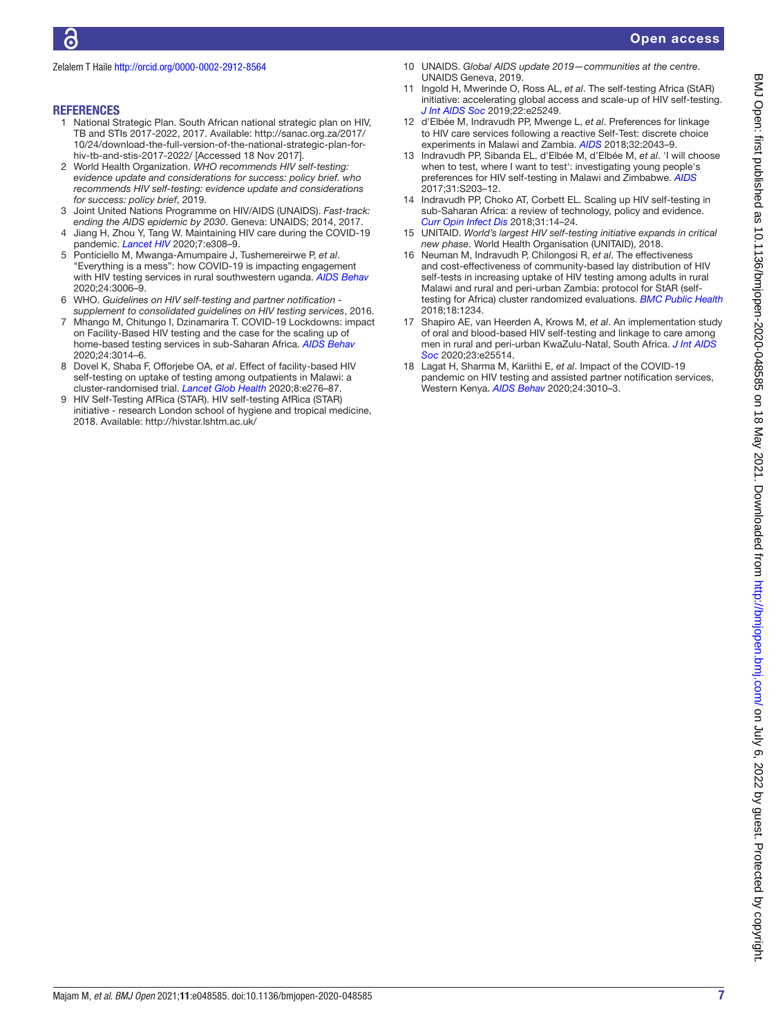Zelalem T Haile http://orcid.org/0000-0002-2912-8564

## REFERENCES

1. National Strategic Plan. South African national strategic plan on HIV, TB and STIs 2017-2022, 2017. Available: http://sanac.org.za/2017/10/24/download-the-full-version-of-the-national-strategic-plan-for-hiv-tb-and-stis-2017-2022/ [Accessed 18 Nov 2017].
2. World Health Organization. *WHO recommends HIV self-testing: evidence update and considerations for success: policy brief. who recommends HIV self-testing: evidence update and considerations for success: policy brief*, 2019.
3. Joint United Nations Programme on HIV/AIDS (UNAIDS). *Fast-track: ending the AIDS epidemic by 2030*. Geneva: UNAIDS; 2014, 2017.
4. Jiang H, Zhou Y, Tang W. Maintaining HIV care during the COVID-19 pandemic. *Lancet HIV* 2020;7:e308–9.
5. Ponticiello M, Mwanga-Amumpaire J, Tushemereirwe P, *et al*. "Everything is a mess": how COVID-19 is impacting engagement with HIV testing services in rural southwestern uganda. *AIDS Behav* 2020;24:3006–9.
6. WHO. *Guidelines on HIV self-testing and partner notification - supplement to consolidated guidelines on HIV testing services*, 2016.
7. Mhango M, Chitungo I, Dzinamarira T. COVID-19 Lockdowns: impact on Facility-Based HIV testing and the case for the scaling up of home-based testing services in sub-Saharan Africa. *AIDS Behav* 2020;24:3014–6.
8. Dovel K, Shaba F, Offorjebe OA, *et al*. Effect of facility-based HIV self-testing on uptake of testing among outpatients in Malawi: a cluster-randomised trial. *Lancet Glob Health* 2020;8:e276–87.
9. HIV Self-Testing AfRica (STAR). HIV self-testing AfRica (STAR) initiative - research London school of hygiene and tropical medicine, 2018. Available: http://hivstar.lshtm.ac.uk/
10. UNAIDS. *Global AIDS update 2019—communities at the centre*. UNAIDS Geneva, 2019.
11. Ingold H, Mwerinde O, Ross AL, *et al*. The self-testing Africa (StAR) initiative: accelerating global access and scale-up of HIV self-testing. *J Int AIDS Soc* 2019;22:e25249.
12. d'Elbée M, Indravudh PP, Mwenge L, *et al*. Preferences for linkage to HIV care services following a reactive Self-Test: discrete choice experiments in Malawi and Zambia. *AIDS* 2018;32:2043–9.
13. Indravudh PP, Sibanda EL, d'Elbée M, d'Elbée M, *et al*. 'I will choose when to test, where I want to test': investigating young people's preferences for HIV self-testing in Malawi and Zimbabwe. *AIDS* 2017;31:S203–12.
14. Indravudh PP, Choko AT, Corbett EL. Scaling up HIV self-testing in sub-Saharan Africa: a review of technology, policy and evidence. *Curr Opin Infect Dis* 2018;31:14–24.
15. UNITAID. *World's largest HIV self-testing initiative expands in critical new phase*. World Health Organisation (UNITAID), 2018.
16. Neuman M, Indravudh P, Chilongosi R, *et al*. The effectiveness and cost-effectiveness of community-based lay distribution of HIV self-tests in increasing uptake of HIV testing among adults in rural Malawi and rural and peri-urban Zambia: protocol for StAR (self-testing for Africa) cluster randomized evaluations. *BMC Public Health* 2018;18:1234.
17. Shapiro AE, van Heerden A, Krows M, *et al*. An implementation study of oral and blood-based HIV self-testing and linkage to care among men in rural and peri-urban KwaZulu-Natal, South Africa. *J Int AIDS Soc* 2020;23:e25514.
18. Lagat H, Sharma M, Kariithi E, *et al*. Impact of the COVID-19 pandemic on HIV testing and assisted partner notification services, Western Kenya. *AIDS Behav* 2020;24:3010–3.